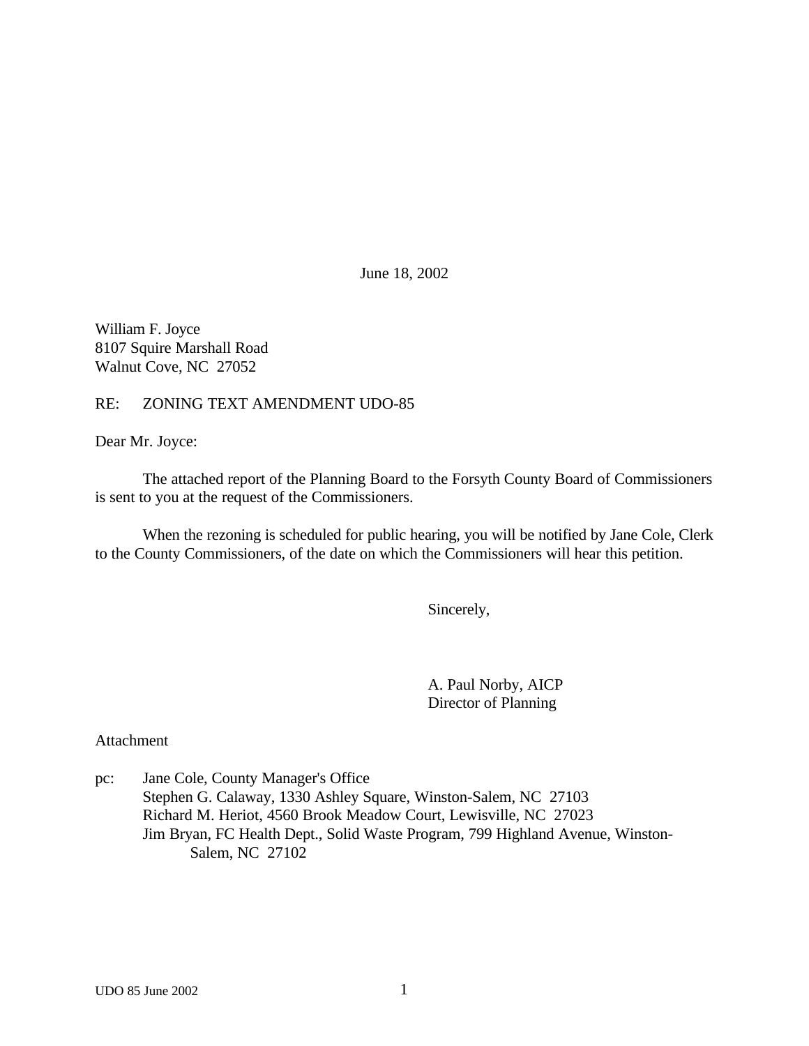June 18, 2002

William F. Joyce
8107 Squire Marshall Road
Walnut Cove, NC 27052

RE: ZONING TEXT AMENDMENT UDO-85

Dear Mr. Joyce:

The attached report of the Planning Board to the Forsyth County Board of Commissioners is sent to you at the request of the Commissioners.

When the rezoning is scheduled for public hearing, you will be notified by Jane Cole, Clerk to the County Commissioners, of the date on which the Commissioners will hear this petition.

Sincerely,

A. Paul Norby, AICP
Director of Planning

Attachment

pc: Jane Cole, County Manager's Office
Stephen G. Calaway, 1330 Ashley Square, Winston-Salem, NC 27103
Richard M. Heriot, 4560 Brook Meadow Court, Lewisville, NC 27023
Jim Bryan, FC Health Dept., Solid Waste Program, 799 Highland Avenue, Winston-Salem, NC 27102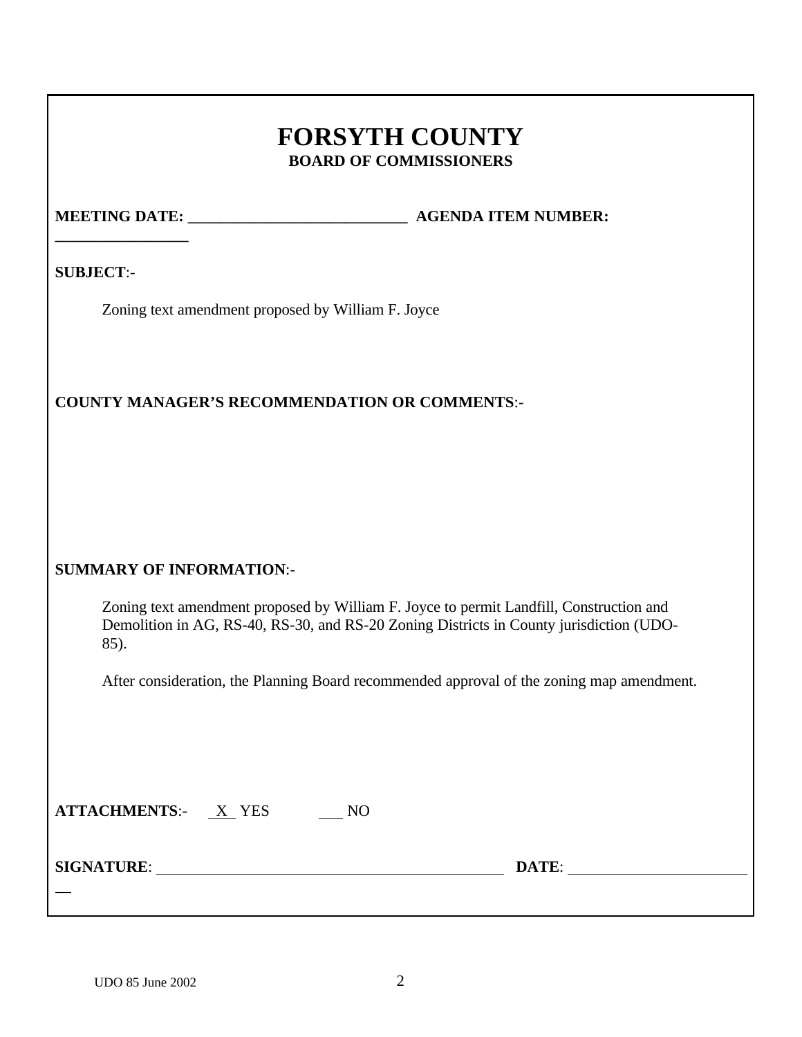# FORSYTH COUNTY

## BOARD OF COMMISSIONERS

**MEETING DATE:** ___________________________ **AGENDA ITEM NUMBER:** _________________

**SUBJECT**:-

Zoning text amendment proposed by William F. Joyce

**COUNTY MANAGER'S RECOMMENDATION OR COMMENTS**:-

**SUMMARY OF INFORMATION**:-

Zoning text amendment proposed by William F. Joyce to permit Landfill, Construction and Demolition in AG, RS-40, RS-30, and RS-20 Zoning Districts in County jurisdiction (UDO-85).

After consideration, the Planning Board recommended approval of the zoning map amendment.

**ATTACHMENTS**:- X YES ___ NO

**SIGNATURE**: ______________________________ **DATE**: ______________________

UDO 85 June 2002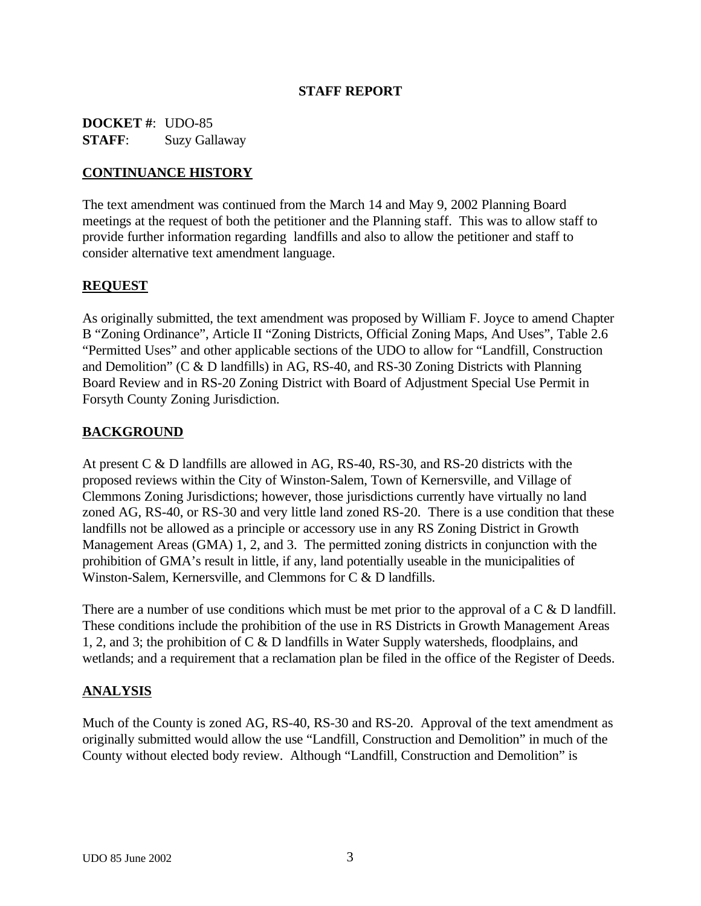**STAFF REPORT**

**DOCKET #**: UDO-85
**STAFF**: Suzy Gallaway

## CONTINUANCE HISTORY

The text amendment was continued from the March 14 and May 9, 2002 Planning Board meetings at the request of both the petitioner and the Planning staff. This was to allow staff to provide further information regarding landfills and also to allow the petitioner and staff to consider alternative text amendment language.

## REQUEST

As originally submitted, the text amendment was proposed by William F. Joyce to amend Chapter B "Zoning Ordinance", Article II "Zoning Districts, Official Zoning Maps, And Uses", Table 2.6 "Permitted Uses" and other applicable sections of the UDO to allow for "Landfill, Construction and Demolition" (C & D landfills) in AG, RS-40, and RS-30 Zoning Districts with Planning Board Review and in RS-20 Zoning District with Board of Adjustment Special Use Permit in Forsyth County Zoning Jurisdiction.

## BACKGROUND

At present C & D landfills are allowed in AG, RS-40, RS-30, and RS-20 districts with the proposed reviews within the City of Winston-Salem, Town of Kernersville, and Village of Clemmons Zoning Jurisdictions; however, those jurisdictions currently have virtually no land zoned AG, RS-40, or RS-30 and very little land zoned RS-20. There is a use condition that these landfills not be allowed as a principle or accessory use in any RS Zoning District in Growth Management Areas (GMA) 1, 2, and 3. The permitted zoning districts in conjunction with the prohibition of GMA's result in little, if any, land potentially useable in the municipalities of Winston-Salem, Kernersville, and Clemmons for C & D landfills.

There are a number of use conditions which must be met prior to the approval of a C & D landfill. These conditions include the prohibition of the use in RS Districts in Growth Management Areas 1, 2, and 3; the prohibition of C & D landfills in Water Supply watersheds, floodplains, and wetlands; and a requirement that a reclamation plan be filed in the office of the Register of Deeds.

## ANALYSIS

Much of the County is zoned AG, RS-40, RS-30 and RS-20. Approval of the text amendment as originally submitted would allow the use "Landfill, Construction and Demolition" in much of the County without elected body review. Although "Landfill, Construction and Demolition" is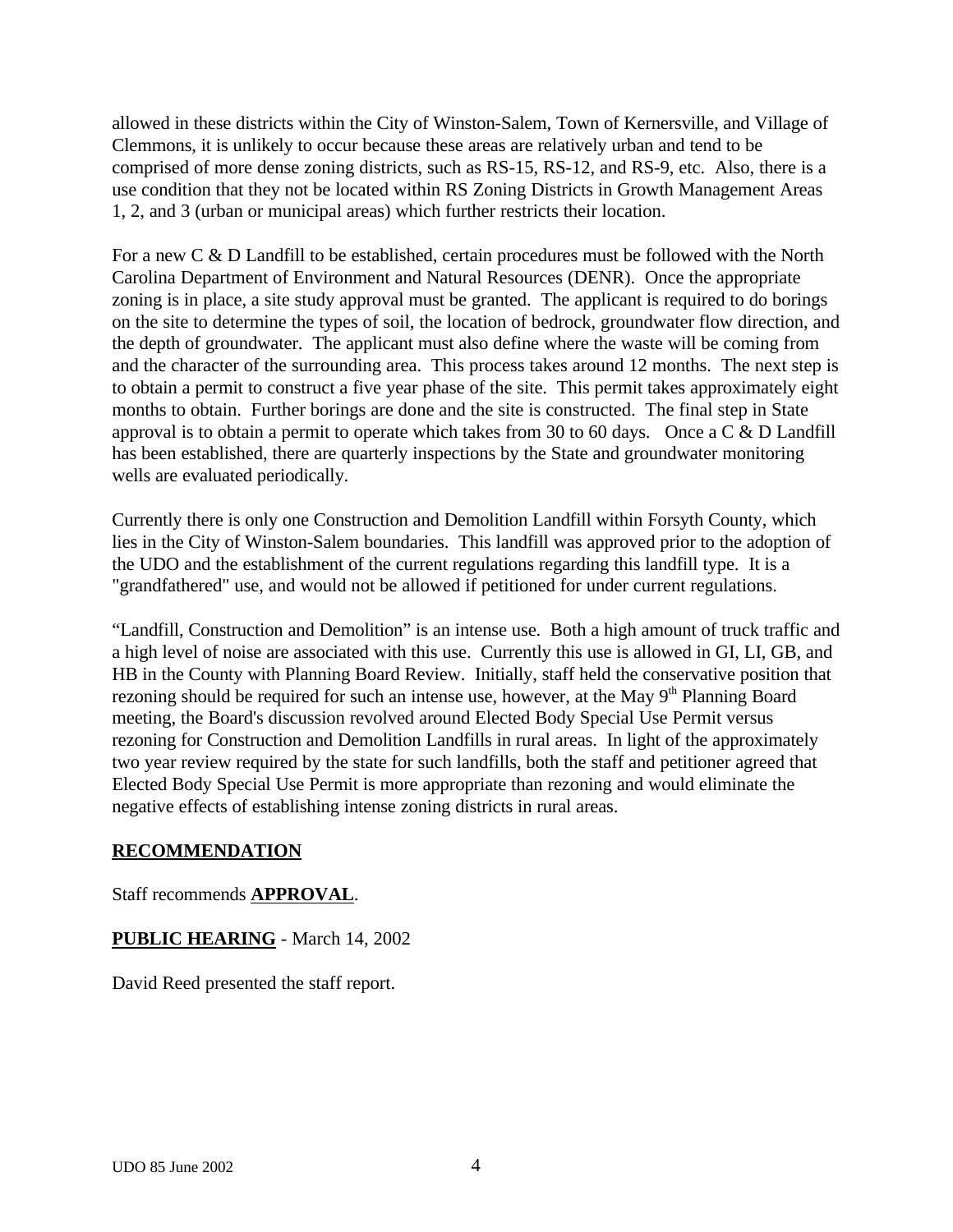allowed in these districts within the City of Winston-Salem, Town of Kernersville, and Village of Clemmons, it is unlikely to occur because these areas are relatively urban and tend to be comprised of more dense zoning districts, such as RS-15, RS-12, and RS-9, etc. Also, there is a use condition that they not be located within RS Zoning Districts in Growth Management Areas 1, 2, and 3 (urban or municipal areas) which further restricts their location.

For a new C & D Landfill to be established, certain procedures must be followed with the North Carolina Department of Environment and Natural Resources (DENR). Once the appropriate zoning is in place, a site study approval must be granted. The applicant is required to do borings on the site to determine the types of soil, the location of bedrock, groundwater flow direction, and the depth of groundwater. The applicant must also define where the waste will be coming from and the character of the surrounding area. This process takes around 12 months. The next step is to obtain a permit to construct a five year phase of the site. This permit takes approximately eight months to obtain. Further borings are done and the site is constructed. The final step in State approval is to obtain a permit to operate which takes from 30 to 60 days. Once a C & D Landfill has been established, there are quarterly inspections by the State and groundwater monitoring wells are evaluated periodically.

Currently there is only one Construction and Demolition Landfill within Forsyth County, which lies in the City of Winston-Salem boundaries. This landfill was approved prior to the adoption of the UDO and the establishment of the current regulations regarding this landfill type. It is a "grandfathered" use, and would not be allowed if petitioned for under current regulations.

"Landfill, Construction and Demolition" is an intense use. Both a high amount of truck traffic and a high level of noise are associated with this use. Currently this use is allowed in GI, LI, GB, and HB in the County with Planning Board Review. Initially, staff held the conservative position that rezoning should be required for such an intense use, however, at the May 9th Planning Board meeting, the Board's discussion revolved around Elected Body Special Use Permit versus rezoning for Construction and Demolition Landfills in rural areas. In light of the approximately two year review required by the state for such landfills, both the staff and petitioner agreed that Elected Body Special Use Permit is more appropriate than rezoning and would eliminate the negative effects of establishing intense zoning districts in rural areas.

**RECOMMENDATION**

Staff recommends **APPROVAL**.

**PUBLIC HEARING** - March 14, 2002

David Reed presented the staff report.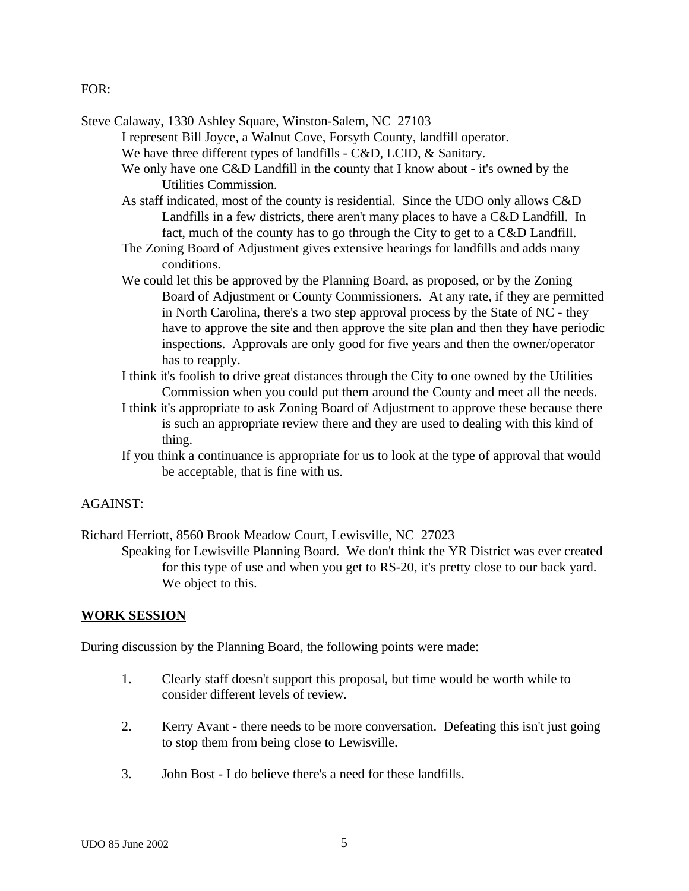FOR:

Steve Calaway, 1330 Ashley Square, Winston-Salem, NC  27103

I represent Bill Joyce, a Walnut Cove, Forsyth County, landfill operator.

We have three different types of landfills - C&D, LCID, & Sanitary.

We only have one C&D Landfill in the county that I know about - it's owned by the Utilities Commission.

As staff indicated, most of the county is residential.  Since the UDO only allows C&D Landfills in a few districts, there aren't many places to have a C&D Landfill.  In fact, much of the county has to go through the City to get to a C&D Landfill.

The Zoning Board of Adjustment gives extensive hearings for landfills and adds many conditions.

We could let this be approved by the Planning Board, as proposed, or by the Zoning Board of Adjustment or County Commissioners.  At any rate, if they are permitted in North Carolina, there's a two step approval process by the State of NC - they have to approve the site and then approve the site plan and then they have periodic inspections.  Approvals are only good for five years and then the owner/operator has to reapply.

I think it's foolish to drive great distances through the City to one owned by the Utilities Commission when you could put them around the County and meet all the needs.

I think it's appropriate to ask Zoning Board of Adjustment to approve these because there is such an appropriate review there and they are used to dealing with this kind of thing.

If you think a continuance is appropriate for us to look at the type of approval that would be acceptable, that is fine with us.

AGAINST:

Richard Herriott, 8560 Brook Meadow Court, Lewisville, NC  27023

Speaking for Lewisville Planning Board.  We don't think the YR District was ever created for this type of use and when you get to RS-20, it's pretty close to our back yard.  We object to this.

**WORK SESSION**

During discussion by the Planning Board, the following points were made:

1. Clearly staff doesn't support this proposal, but time would be worth while to consider different levels of review.

2. Kerry Avant - there needs to be more conversation.  Defeating this isn't just going to stop them from being close to Lewisville.

3. John Bost - I do believe there's a need for these landfills.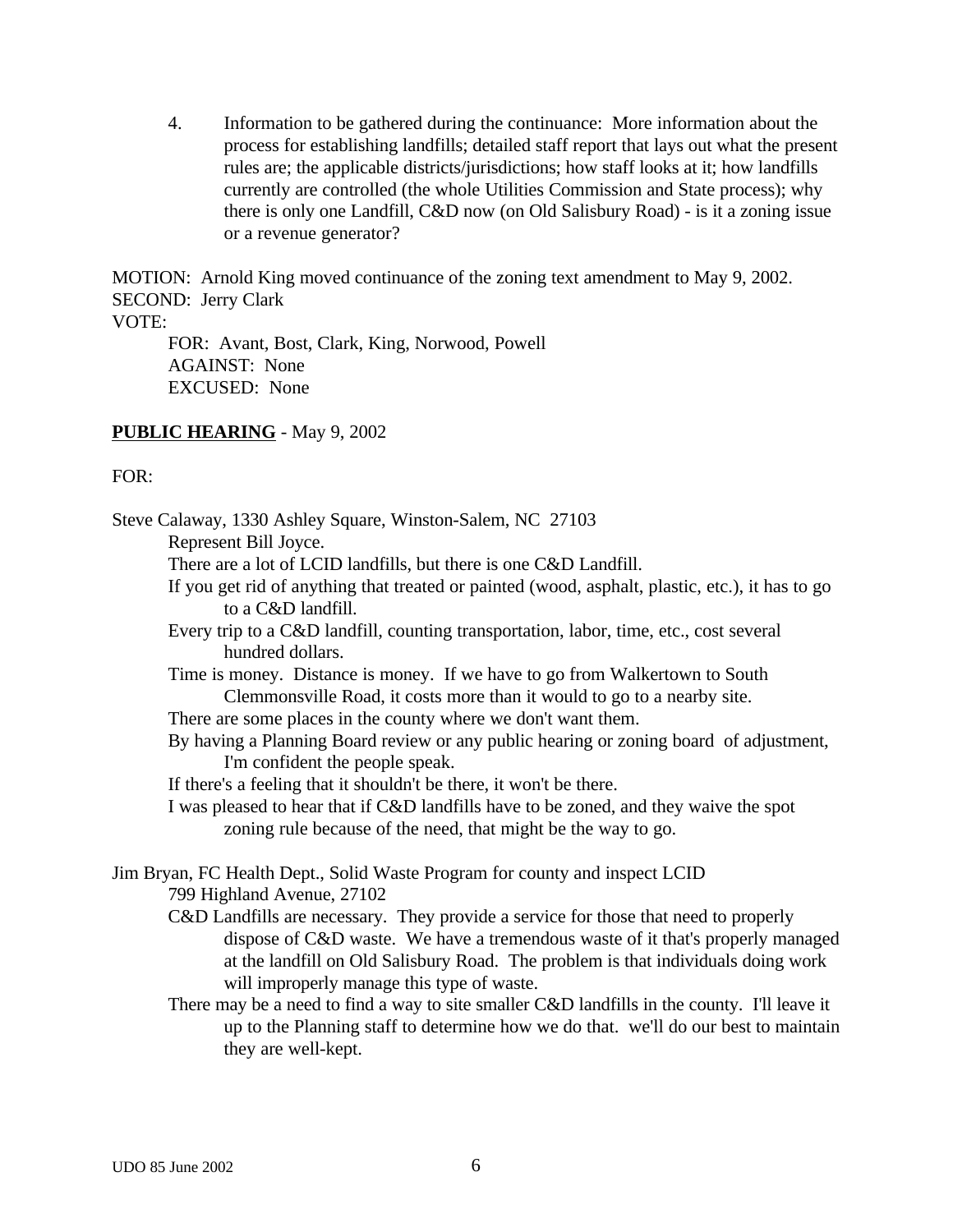4. Information to be gathered during the continuance: More information about the process for establishing landfills; detailed staff report that lays out what the present rules are; the applicable districts/jurisdictions; how staff looks at it; how landfills currently are controlled (the whole Utilities Commission and State process); why there is only one Landfill, C&D now (on Old Salisbury Road) - is it a zoning issue or a revenue generator?

MOTION: Arnold King moved continuance of the zoning text amendment to May 9, 2002.
SECOND: Jerry Clark
VOTE:

FOR: Avant, Bost, Clark, King, Norwood, Powell
AGAINST: None
EXCUSED: None

**PUBLIC HEARING** - May 9, 2002

FOR:

Steve Calaway, 1330 Ashley Square, Winston-Salem, NC 27103

Represent Bill Joyce.

There are a lot of LCID landfills, but there is one C&D Landfill.

If you get rid of anything that treated or painted (wood, asphalt, plastic, etc.), it has to go to a C&D landfill.

Every trip to a C&D landfill, counting transportation, labor, time, etc., cost several hundred dollars.

Time is money. Distance is money. If we have to go from Walkertown to South Clemmonsville Road, it costs more than it would to go to a nearby site.

There are some places in the county where we don't want them.

By having a Planning Board review or any public hearing or zoning board of adjustment, I'm confident the people speak.

If there's a feeling that it shouldn't be there, it won't be there.

I was pleased to hear that if C&D landfills have to be zoned, and they waive the spot zoning rule because of the need, that might be the way to go.

Jim Bryan, FC Health Dept., Solid Waste Program for county and inspect LCID
799 Highland Avenue, 27102

C&D Landfills are necessary. They provide a service for those that need to properly dispose of C&D waste. We have a tremendous waste of it that's properly managed at the landfill on Old Salisbury Road. The problem is that individuals doing work will improperly manage this type of waste.

There may be a need to find a way to site smaller C&D landfills in the county. I'll leave it up to the Planning staff to determine how we do that. we'll do our best to maintain they are well-kept.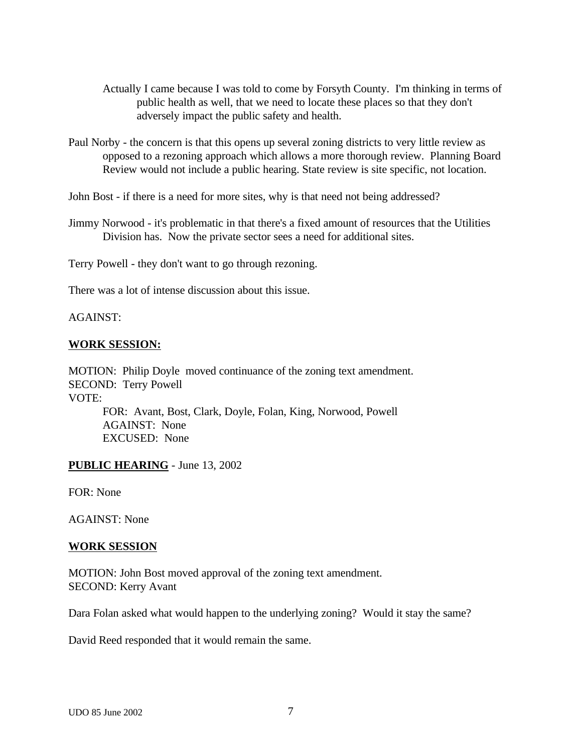Actually I came because I was told to come by Forsyth County. I'm thinking in terms of public health as well, that we need to locate these places so that they don't adversely impact the public safety and health.

Paul Norby - the concern is that this opens up several zoning districts to very little review as opposed to a rezoning approach which allows a more thorough review. Planning Board Review would not include a public hearing. State review is site specific, not location.

John Bost - if there is a need for more sites, why is that need not being addressed?

Jimmy Norwood - it's problematic in that there's a fixed amount of resources that the Utilities Division has. Now the private sector sees a need for additional sites.

Terry Powell - they don't want to go through rezoning.

There was a lot of intense discussion about this issue.

AGAINST:

**WORK SESSION:**

MOTION: Philip Doyle moved continuance of the zoning text amendment.
SECOND: Terry Powell
VOTE:
FOR: Avant, Bost, Clark, Doyle, Folan, King, Norwood, Powell
AGAINST: None
EXCUSED: None

**PUBLIC HEARING** - June 13, 2002

FOR: None

AGAINST: None

**WORK SESSION**

MOTION: John Bost moved approval of the zoning text amendment.
SECOND: Kerry Avant

Dara Folan asked what would happen to the underlying zoning? Would it stay the same?

David Reed responded that it would remain the same.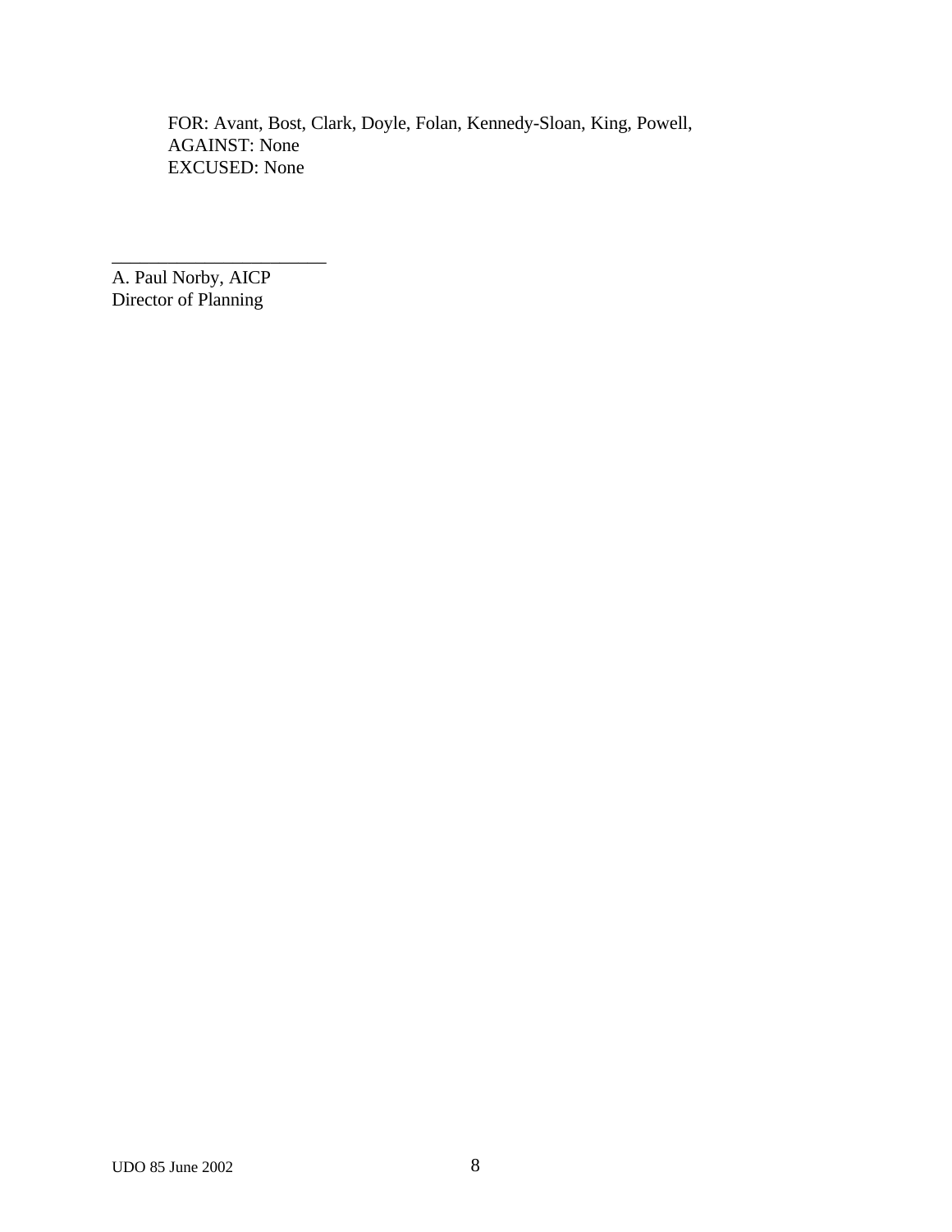FOR: Avant, Bost, Clark, Doyle, Folan, Kennedy-Sloan, King, Powell,
AGAINST: None
EXCUSED: None

_______________________
A. Paul Norby, AICP
Director of Planning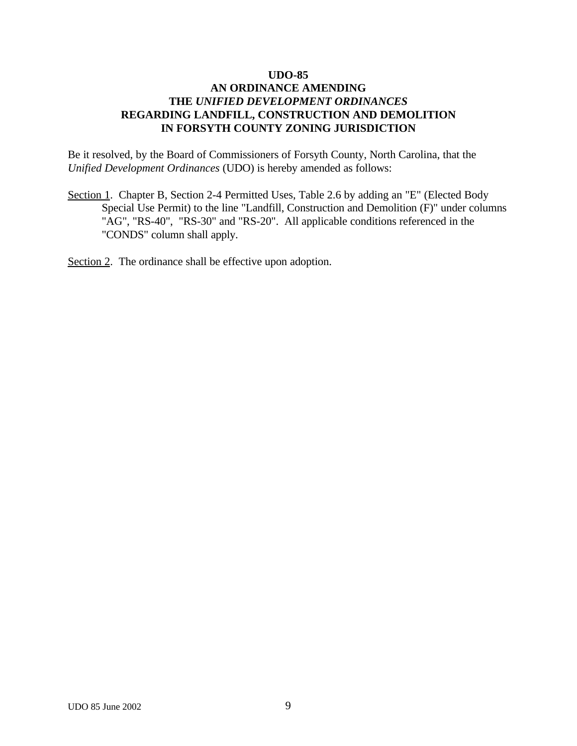**UDO-85**
**AN ORDINANCE AMENDING**
**THE *UNIFIED DEVELOPMENT ORDINANCES***
**REGARDING LANDFILL, CONSTRUCTION AND DEMOLITION**
**IN FORSYTH COUNTY ZONING JURISDICTION**

Be it resolved, by the Board of Commissioners of Forsyth County, North Carolina, that the *Unified Development Ordinances* (UDO) is hereby amended as follows:

<u>Section 1</u>. Chapter B, Section 2-4 Permitted Uses, Table 2.6 by adding an "E" (Elected Body Special Use Permit) to the line "Landfill, Construction and Demolition (F)" under columns "AG", "RS-40", "RS-30" and "RS-20". All applicable conditions referenced in the "CONDS" column shall apply.

<u>Section 2</u>. The ordinance shall be effective upon adoption.